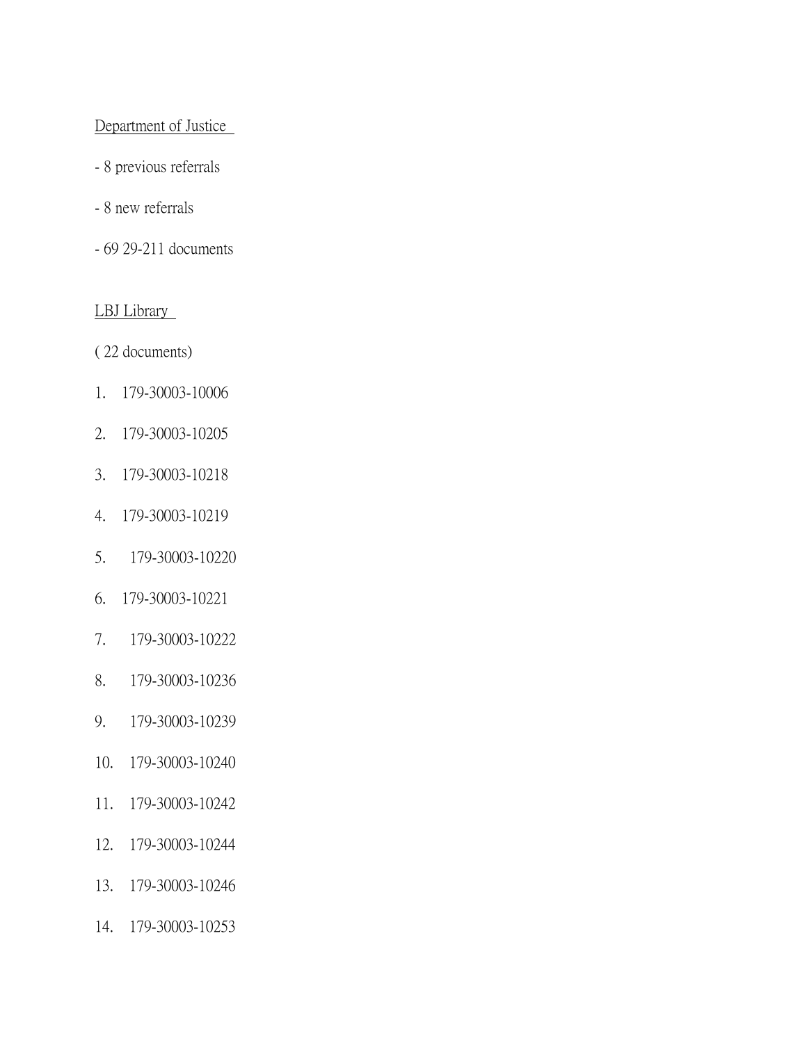Department of Justice

- 8 previous referrals
- 8 new referrals
- 69 29-211 documents

LBJ Library

( 22 documents)

1. 179-30003-10006
2. 179-30003-10205
3. 179-30003-10218
4. 179-30003-10219
5. 179-30003-10220
6. 179-30003-10221
7. 179-30003-10222
8. 179-30003-10236
9. 179-30003-10239
10. 179-30003-10240
11. 179-30003-10242
12. 179-30003-10244
13. 179-30003-10246
14. 179-30003-10253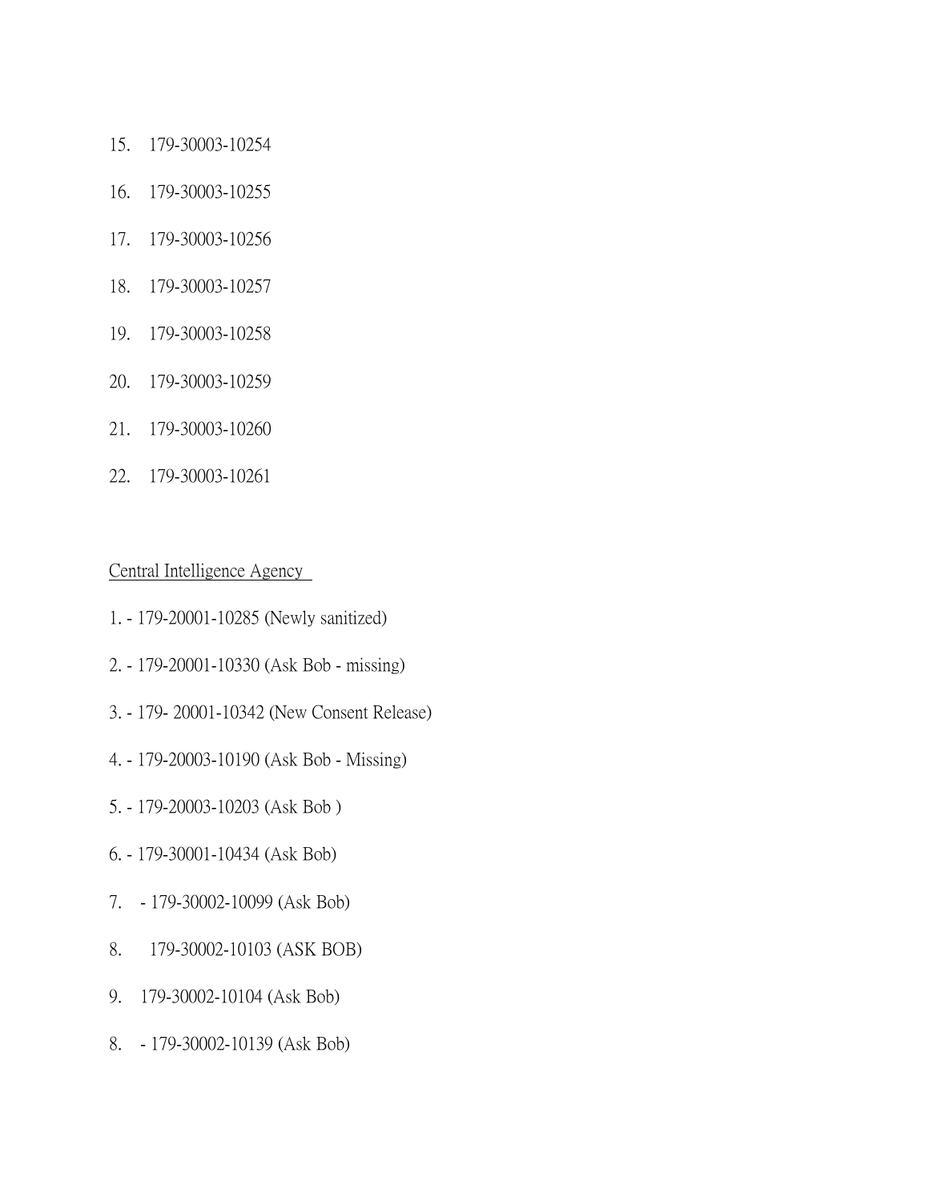15. 179-30003-10254

16. 179-30003-10255

17. 179-30003-10256

18. 179-30003-10257

19. 179-30003-10258

20. 179-30003-10259

21. 179-30003-10260

22. 179-30003-10261

<u>Central Intelligence Agency</u>

1. - 179-20001-10285 (Newly sanitized)

2. - 179-20001-10330 (Ask Bob - missing)

3. - 179- 20001-10342 (New Consent Release)

4. - 179-20003-10190 (Ask Bob - Missing)

5. - 179-20003-10203 (Ask Bob )

6. - 179-30001-10434 (Ask Bob)

7. - 179-30002-10099 (Ask Bob)

8. 179-30002-10103 (ASK BOB)

9. 179-30002-10104 (Ask Bob)

8. - 179-30002-10139 (Ask Bob)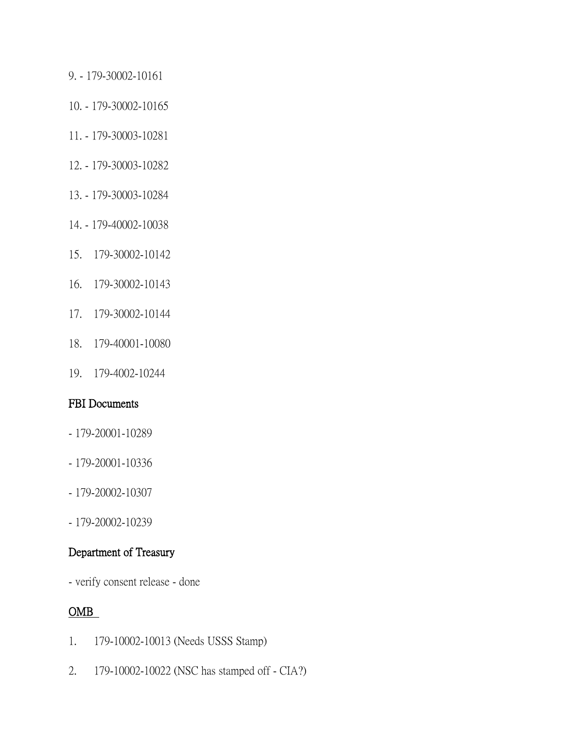9. - 179-30002-10161

10. - 179-30002-10165

11. - 179-30003-10281

12. - 179-30003-10282

13. - 179-30003-10284

14. - 179-40002-10038

15.    179-30002-10142

16.    179-30002-10143

17.    179-30002-10144

18.    179-40001-10080

19.    179-4002-10244

FBI Documents

- 179-20001-10289

- 179-20001-10336

- 179-20002-10307

- 179-20002-10239

Department of Treasury

- verify consent release - done

<u>OMB</u>

1. 179-10002-10013 (Needs USSS Stamp)

2. 179-10002-10022 (NSC has stamped off - CIA?)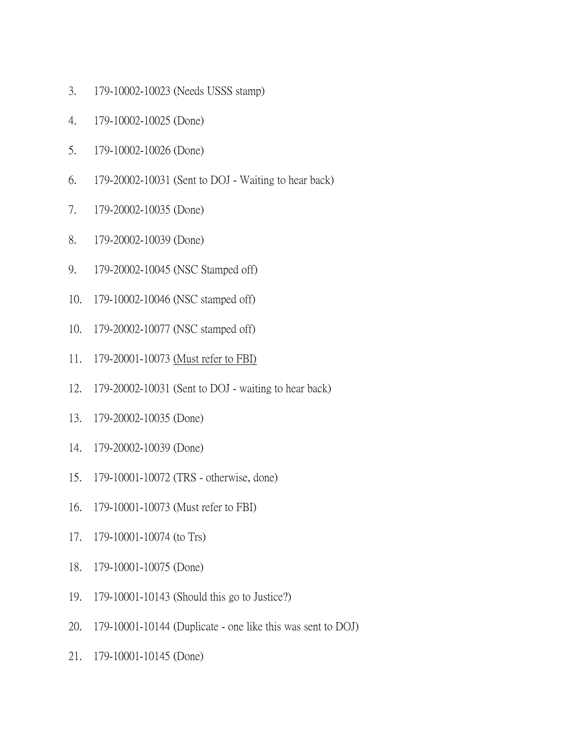3. 179-10002-10023 (Needs USSS stamp)

4. 179-10002-10025 (Done)

5. 179-10002-10026 (Done)

6. 179-20002-10031 (Sent to DOJ - Waiting to hear back)

7. 179-20002-10035 (Done)

8. 179-20002-10039 (Done)

9. 179-20002-10045 (NSC Stamped off)

10. 179-10002-10046 (NSC stamped off)

10. 179-20002-10077 (NSC stamped off)

11. 179-20001-10073 <u>(Must refer to FBI)</u>

12. 179-20002-10031 (Sent to DOJ - waiting to hear back)

13. 179-20002-10035 (Done)

14. 179-20002-10039 (Done)

15. 179-10001-10072 (TRS - otherwise, done)

16. 179-10001-10073 (Must refer to FBI)

17. 179-10001-10074 (to Trs)

18. 179-10001-10075 (Done)

19. 179-10001-10143 (Should this go to Justice?)

20. 179-10001-10144 (Duplicate - one like this was sent to DOJ)

21. 179-10001-10145 (Done)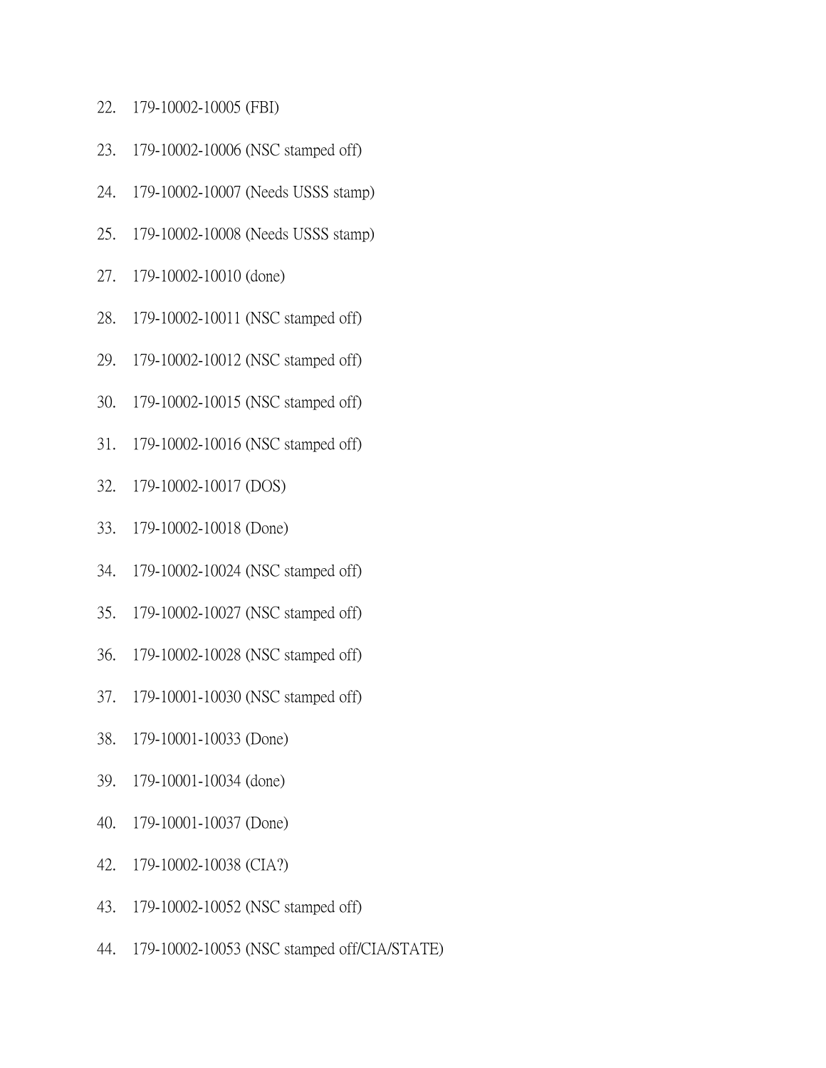22. 179-10002-10005 (FBI)

23. 179-10002-10006 (NSC stamped off)

24. 179-10002-10007 (Needs USSS stamp)

25. 179-10002-10008 (Needs USSS stamp)

27. 179-10002-10010 (done)

28. 179-10002-10011 (NSC stamped off)

29. 179-10002-10012 (NSC stamped off)

30. 179-10002-10015 (NSC stamped off)

31. 179-10002-10016 (NSC stamped off)

32. 179-10002-10017 (DOS)

33. 179-10002-10018 (Done)

34. 179-10002-10024 (NSC stamped off)

35. 179-10002-10027 (NSC stamped off)

36. 179-10002-10028 (NSC stamped off)

37. 179-10001-10030 (NSC stamped off)

38. 179-10001-10033 (Done)

39. 179-10001-10034 (done)

40. 179-10001-10037 (Done)

42. 179-10002-10038 (CIA?)

43. 179-10002-10052 (NSC stamped off)

44. 179-10002-10053 (NSC stamped off/CIA/STATE)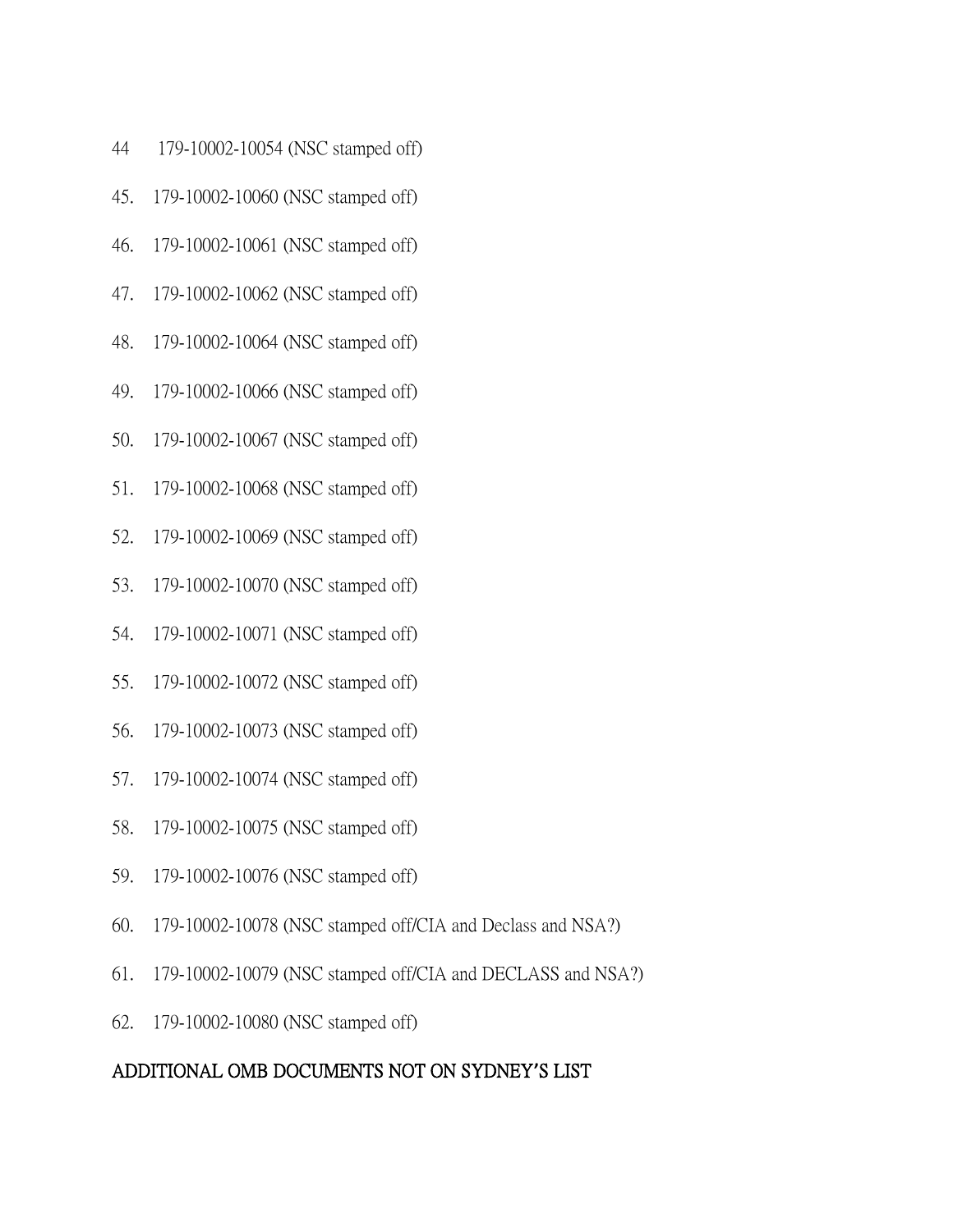44 179-10002-10054 (NSC stamped off)

45. 179-10002-10060 (NSC stamped off)

46. 179-10002-10061 (NSC stamped off)

47. 179-10002-10062 (NSC stamped off)

48. 179-10002-10064 (NSC stamped off)

49. 179-10002-10066 (NSC stamped off)

50. 179-10002-10067 (NSC stamped off)

51. 179-10002-10068 (NSC stamped off)

52. 179-10002-10069 (NSC stamped off)

53. 179-10002-10070 (NSC stamped off)

54. 179-10002-10071 (NSC stamped off)

55. 179-10002-10072 (NSC stamped off)

56. 179-10002-10073 (NSC stamped off)

57. 179-10002-10074 (NSC stamped off)

58. 179-10002-10075 (NSC stamped off)

59. 179-10002-10076 (NSC stamped off)

60. 179-10002-10078 (NSC stamped off/CIA and Declass and NSA?)

61. 179-10002-10079 (NSC stamped off/CIA and DECLASS and NSA?)

62. 179-10002-10080 (NSC stamped off)

ADDITIONAL OMB DOCUMENTS NOT ON SYDNEY'S LIST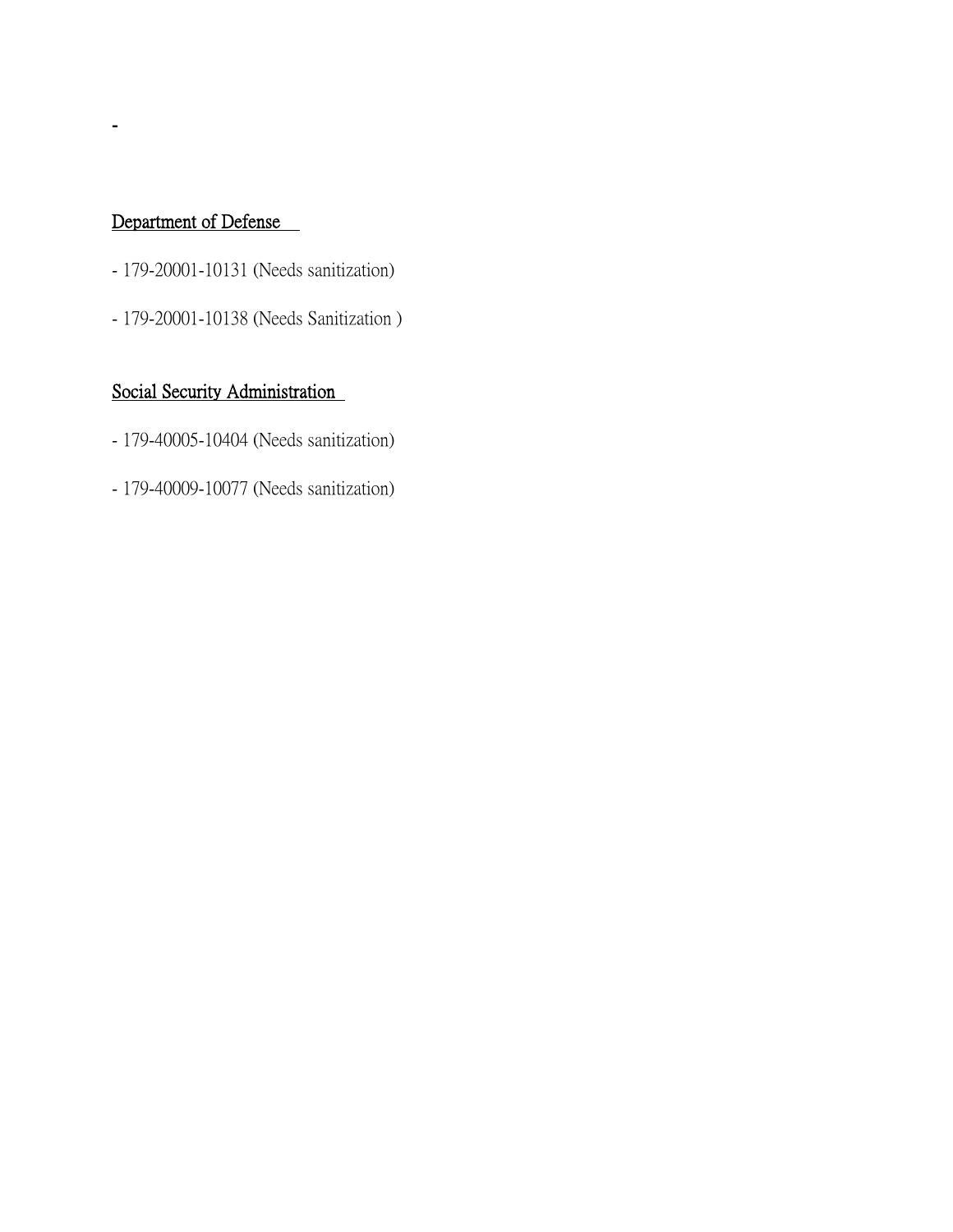-

<u>Department of Defense</u>

- 179-20001-10131 (Needs sanitization)
- 179-20001-10138 (Needs Sanitization )

<u>Social Security Administration</u>

- 179-40005-10404 (Needs sanitization)
- 179-40009-10077 (Needs sanitization)